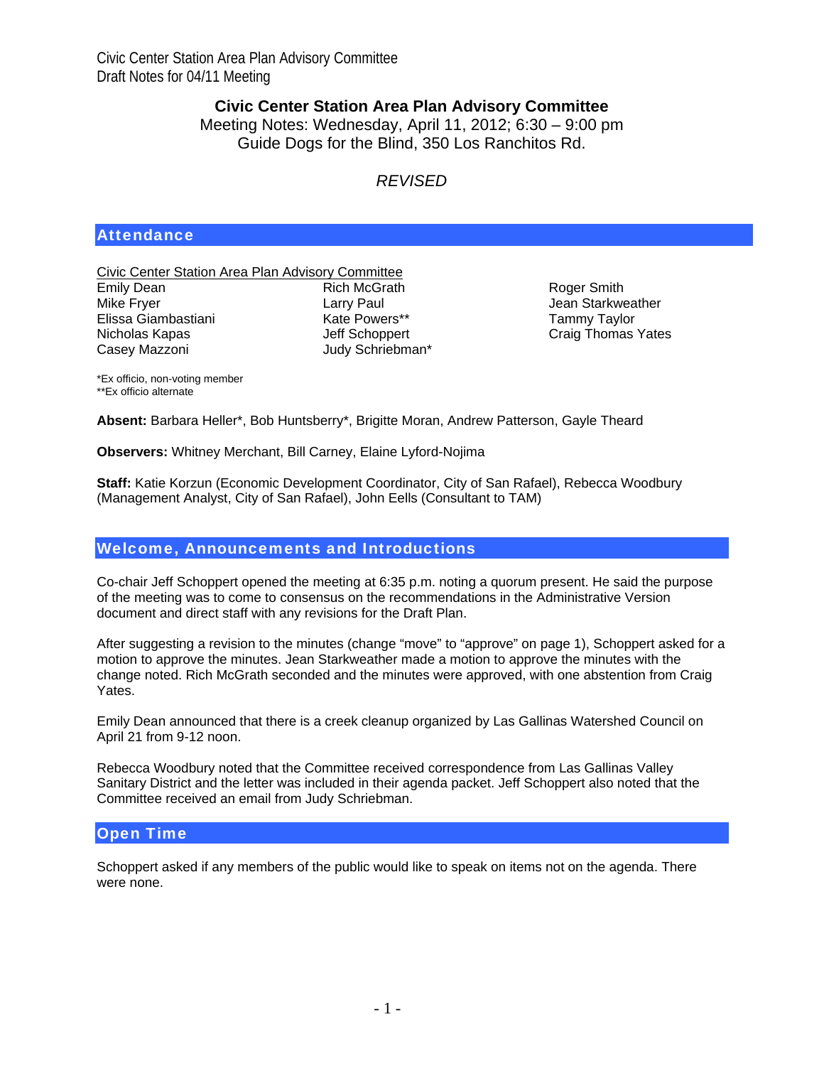# Civic Center Station Area Plan Advisory Committee

Meeting Notes: Wednesday, April 11, 2012; 6:30 – 9:00 pm
Guide Dogs for the Blind, 350 Los Ranchitos Rd.

*REVISED*

## Attendance

Civic Center Station Area Plan Advisory Committee

| | | |
|---|---|---|
| Emily Dean | Rich McGrath | Roger Smith |
| Mike Fryer | Larry Paul | Jean Starkweather |
| Elissa Giambastiani | Kate Powers** | Tammy Taylor |
| Nicholas Kapas | Jeff Schoppert | Craig Thomas Yates |
| Casey Mazzoni | Judy Schriebman* | |

*Ex officio, non-voting member
**Ex officio alternate

**Absent:** Barbara Heller*, Bob Huntsberry*, Brigitte Moran, Andrew Patterson, Gayle Theard

**Observers:** Whitney Merchant, Bill Carney, Elaine Lyford-Nojima

**Staff:** Katie Korzun (Economic Development Coordinator, City of San Rafael), Rebecca Woodbury (Management Analyst, City of San Rafael), John Eells (Consultant to TAM)

## Welcome, Announcements and Introductions

Co-chair Jeff Schoppert opened the meeting at 6:35 p.m. noting a quorum present. He said the purpose of the meeting was to come to consensus on the recommendations in the Administrative Version document and direct staff with any revisions for the Draft Plan.

After suggesting a revision to the minutes (change "move" to "approve" on page 1), Schoppert asked for a motion to approve the minutes. Jean Starkweather made a motion to approve the minutes with the change noted. Rich McGrath seconded and the minutes were approved, with one abstention from Craig Yates.

Emily Dean announced that there is a creek cleanup organized by Las Gallinas Watershed Council on April 21 from 9-12 noon.

Rebecca Woodbury noted that the Committee received correspondence from Las Gallinas Valley Sanitary District and the letter was included in their agenda packet. Jeff Schoppert also noted that the Committee received an email from Judy Schriebman.

## Open Time

Schoppert asked if any members of the public would like to speak on items not on the agenda. There were none.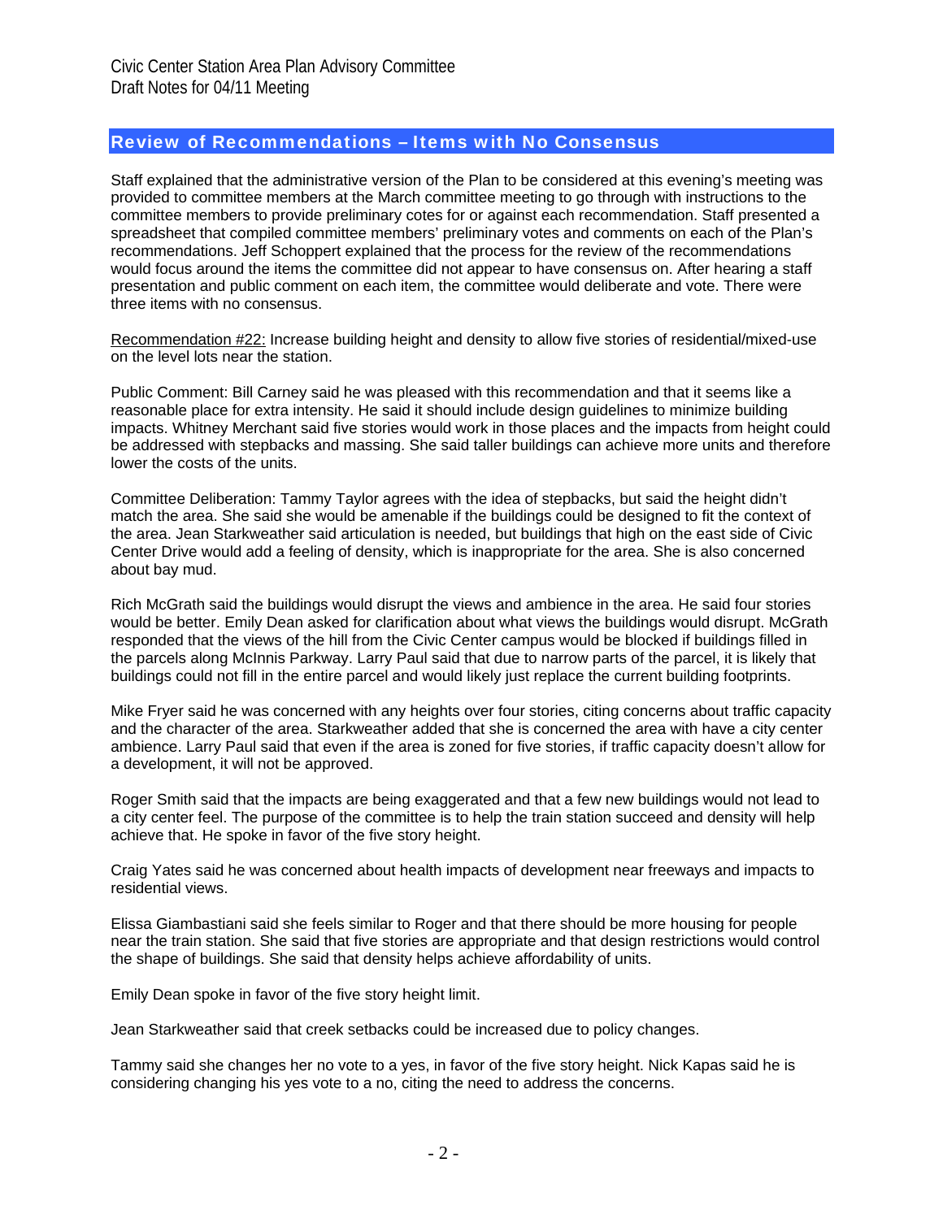## Review of Recommendations – Items with No Consensus

Staff explained that the administrative version of the Plan to be considered at this evening's meeting was provided to committee members at the March committee meeting to go through with instructions to the committee members to provide preliminary cotes for or against each recommendation. Staff presented a spreadsheet that compiled committee members' preliminary votes and comments on each of the Plan's recommendations. Jeff Schoppert explained that the process for the review of the recommendations would focus around the items the committee did not appear to have consensus on. After hearing a staff presentation and public comment on each item, the committee would deliberate and vote. There were three items with no consensus.

Recommendation #22: Increase building height and density to allow five stories of residential/mixed-use on the level lots near the station.

Public Comment: Bill Carney said he was pleased with this recommendation and that it seems like a reasonable place for extra intensity. He said it should include design guidelines to minimize building impacts. Whitney Merchant said five stories would work in those places and the impacts from height could be addressed with stepbacks and massing. She said taller buildings can achieve more units and therefore lower the costs of the units.

Committee Deliberation: Tammy Taylor agrees with the idea of stepbacks, but said the height didn't match the area. She said she would be amenable if the buildings could be designed to fit the context of the area. Jean Starkweather said articulation is needed, but buildings that high on the east side of Civic Center Drive would add a feeling of density, which is inappropriate for the area. She is also concerned about bay mud.

Rich McGrath said the buildings would disrupt the views and ambience in the area. He said four stories would be better. Emily Dean asked for clarification about what views the buildings would disrupt. McGrath responded that the views of the hill from the Civic Center campus would be blocked if buildings filled in the parcels along McInnis Parkway. Larry Paul said that due to narrow parts of the parcel, it is likely that buildings could not fill in the entire parcel and would likely just replace the current building footprints.

Mike Fryer said he was concerned with any heights over four stories, citing concerns about traffic capacity and the character of the area. Starkweather added that she is concerned the area with have a city center ambience. Larry Paul said that even if the area is zoned for five stories, if traffic capacity doesn't allow for a development, it will not be approved.

Roger Smith said that the impacts are being exaggerated and that a few new buildings would not lead to a city center feel. The purpose of the committee is to help the train station succeed and density will help achieve that. He spoke in favor of the five story height.

Craig Yates said he was concerned about health impacts of development near freeways and impacts to residential views.

Elissa Giambastiani said she feels similar to Roger and that there should be more housing for people near the train station. She said that five stories are appropriate and that design restrictions would control the shape of buildings. She said that density helps achieve affordability of units.

Emily Dean spoke in favor of the five story height limit.

Jean Starkweather said that creek setbacks could be increased due to policy changes.

Tammy said she changes her no vote to a yes, in favor of the five story height. Nick Kapas said he is considering changing his yes vote to a no, citing the need to address the concerns.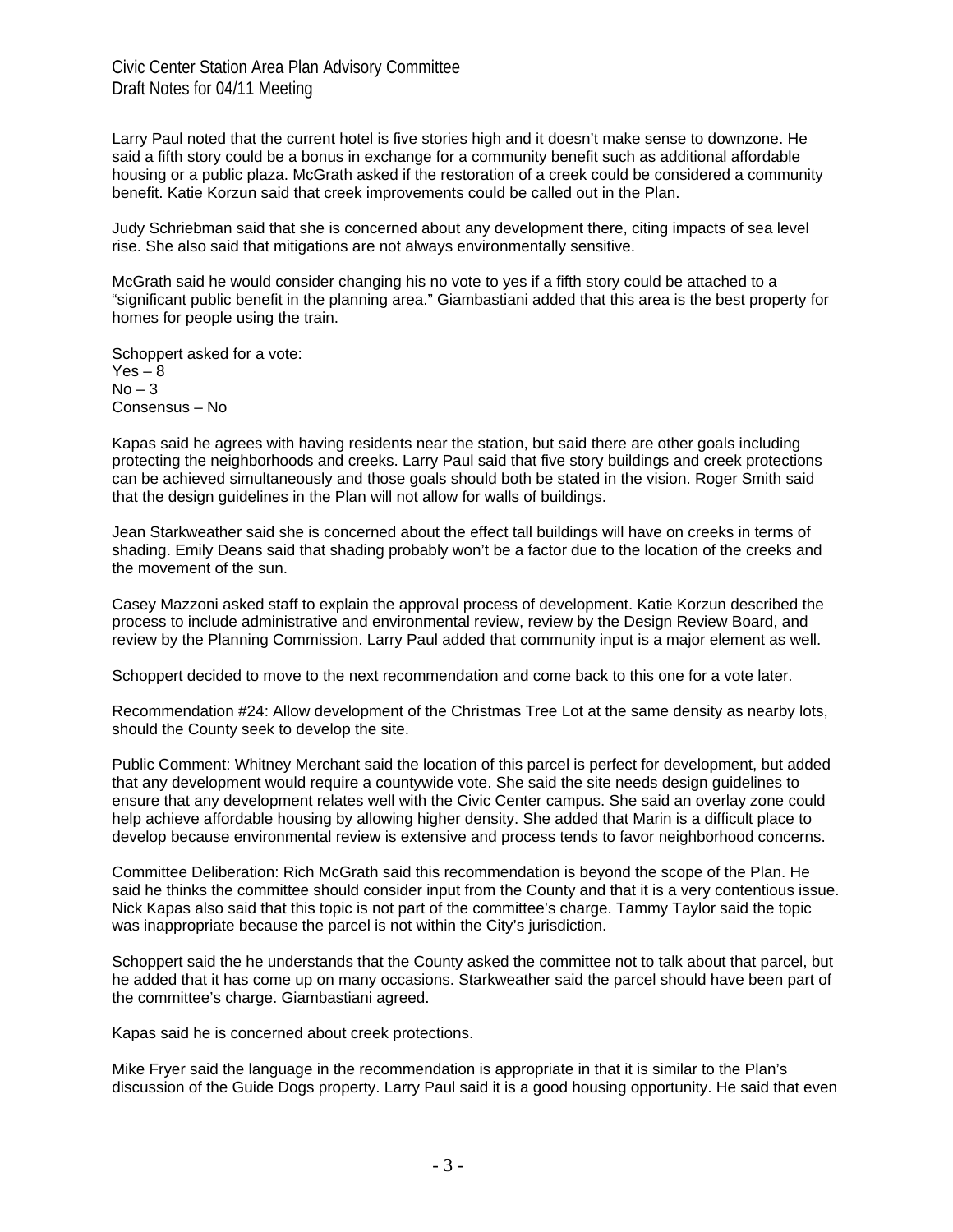Larry Paul noted that the current hotel is five stories high and it doesn't make sense to downzone. He said a fifth story could be a bonus in exchange for a community benefit such as additional affordable housing or a public plaza. McGrath asked if the restoration of a creek could be considered a community benefit. Katie Korzun said that creek improvements could be called out in the Plan.

Judy Schriebman said that she is concerned about any development there, citing impacts of sea level rise. She also said that mitigations are not always environmentally sensitive.

McGrath said he would consider changing his no vote to yes if a fifth story could be attached to a "significant public benefit in the planning area." Giambastiani added that this area is the best property for homes for people using the train.

Schoppert asked for a vote:
Yes – 8
No – 3
Consensus – No

Kapas said he agrees with having residents near the station, but said there are other goals including protecting the neighborhoods and creeks. Larry Paul said that five story buildings and creek protections can be achieved simultaneously and those goals should both be stated in the vision. Roger Smith said that the design guidelines in the Plan will not allow for walls of buildings.

Jean Starkweather said she is concerned about the effect tall buildings will have on creeks in terms of shading. Emily Deans said that shading probably won't be a factor due to the location of the creeks and the movement of the sun.

Casey Mazzoni asked staff to explain the approval process of development. Katie Korzun described the process to include administrative and environmental review, review by the Design Review Board, and review by the Planning Commission. Larry Paul added that community input is a major element as well.

Schoppert decided to move to the next recommendation and come back to this one for a vote later.

Recommendation #24: Allow development of the Christmas Tree Lot at the same density as nearby lots, should the County seek to develop the site.

Public Comment: Whitney Merchant said the location of this parcel is perfect for development, but added that any development would require a countywide vote. She said the site needs design guidelines to ensure that any development relates well with the Civic Center campus. She said an overlay zone could help achieve affordable housing by allowing higher density. She added that Marin is a difficult place to develop because environmental review is extensive and process tends to favor neighborhood concerns.

Committee Deliberation: Rich McGrath said this recommendation is beyond the scope of the Plan. He said he thinks the committee should consider input from the County and that it is a very contentious issue. Nick Kapas also said that this topic is not part of the committee's charge. Tammy Taylor said the topic was inappropriate because the parcel is not within the City's jurisdiction.

Schoppert said the he understands that the County asked the committee not to talk about that parcel, but he added that it has come up on many occasions. Starkweather said the parcel should have been part of the committee's charge. Giambastiani agreed.

Kapas said he is concerned about creek protections.

Mike Fryer said the language in the recommendation is appropriate in that it is similar to the Plan's discussion of the Guide Dogs property. Larry Paul said it is a good housing opportunity. He said that even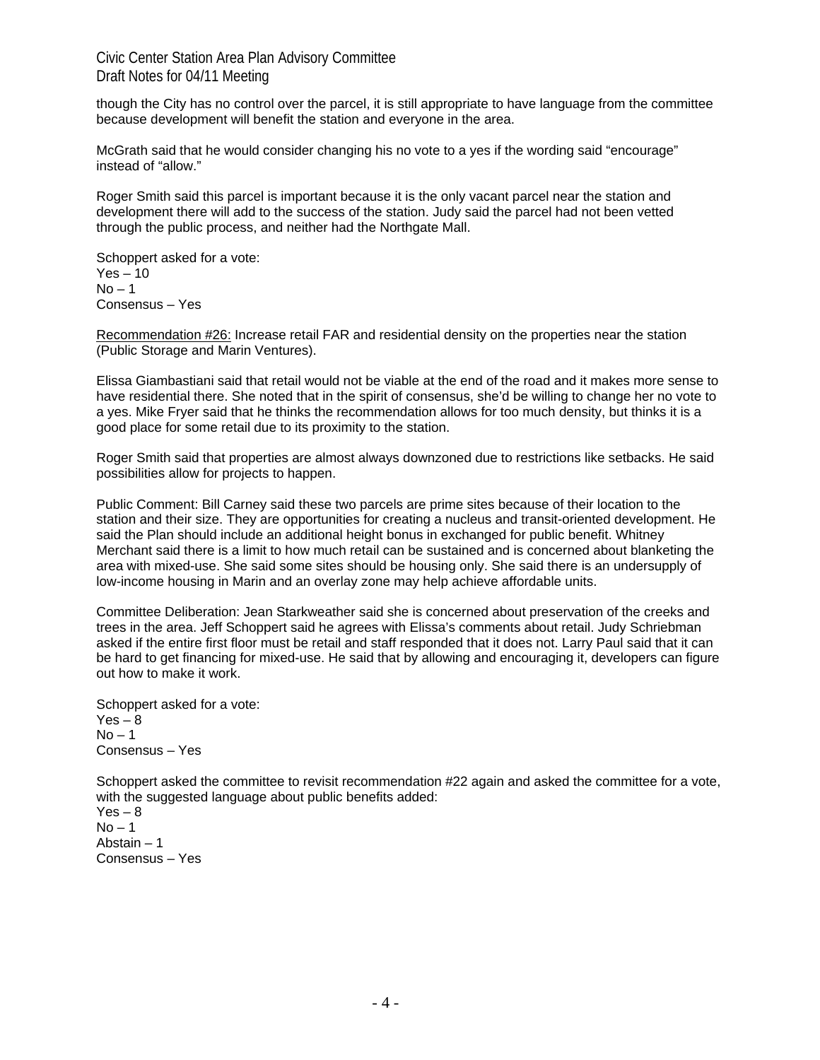though the City has no control over the parcel, it is still appropriate to have language from the committee because development will benefit the station and everyone in the area.

McGrath said that he would consider changing his no vote to a yes if the wording said "encourage" instead of "allow."

Roger Smith said this parcel is important because it is the only vacant parcel near the station and development there will add to the success of the station. Judy said the parcel had not been vetted through the public process, and neither had the Northgate Mall.

Schoppert asked for a vote:
Yes – 10
No – 1
Consensus – Yes

Recommendation #26: Increase retail FAR and residential density on the properties near the station (Public Storage and Marin Ventures).

Elissa Giambastiani said that retail would not be viable at the end of the road and it makes more sense to have residential there. She noted that in the spirit of consensus, she'd be willing to change her no vote to a yes. Mike Fryer said that he thinks the recommendation allows for too much density, but thinks it is a good place for some retail due to its proximity to the station.

Roger Smith said that properties are almost always downzoned due to restrictions like setbacks. He said possibilities allow for projects to happen.

Public Comment: Bill Carney said these two parcels are prime sites because of their location to the station and their size. They are opportunities for creating a nucleus and transit-oriented development. He said the Plan should include an additional height bonus in exchanged for public benefit. Whitney Merchant said there is a limit to how much retail can be sustained and is concerned about blanketing the area with mixed-use. She said some sites should be housing only. She said there is an undersupply of low-income housing in Marin and an overlay zone may help achieve affordable units.

Committee Deliberation: Jean Starkweather said she is concerned about preservation of the creeks and trees in the area. Jeff Schoppert said he agrees with Elissa's comments about retail. Judy Schriebman asked if the entire first floor must be retail and staff responded that it does not. Larry Paul said that it can be hard to get financing for mixed-use. He said that by allowing and encouraging it, developers can figure out how to make it work.

Schoppert asked for a vote:
Yes – 8
No – 1
Consensus – Yes

Schoppert asked the committee to revisit recommendation #22 again and asked the committee for a vote, with the suggested language about public benefits added:
Yes – 8
No – 1
Abstain – 1
Consensus – Yes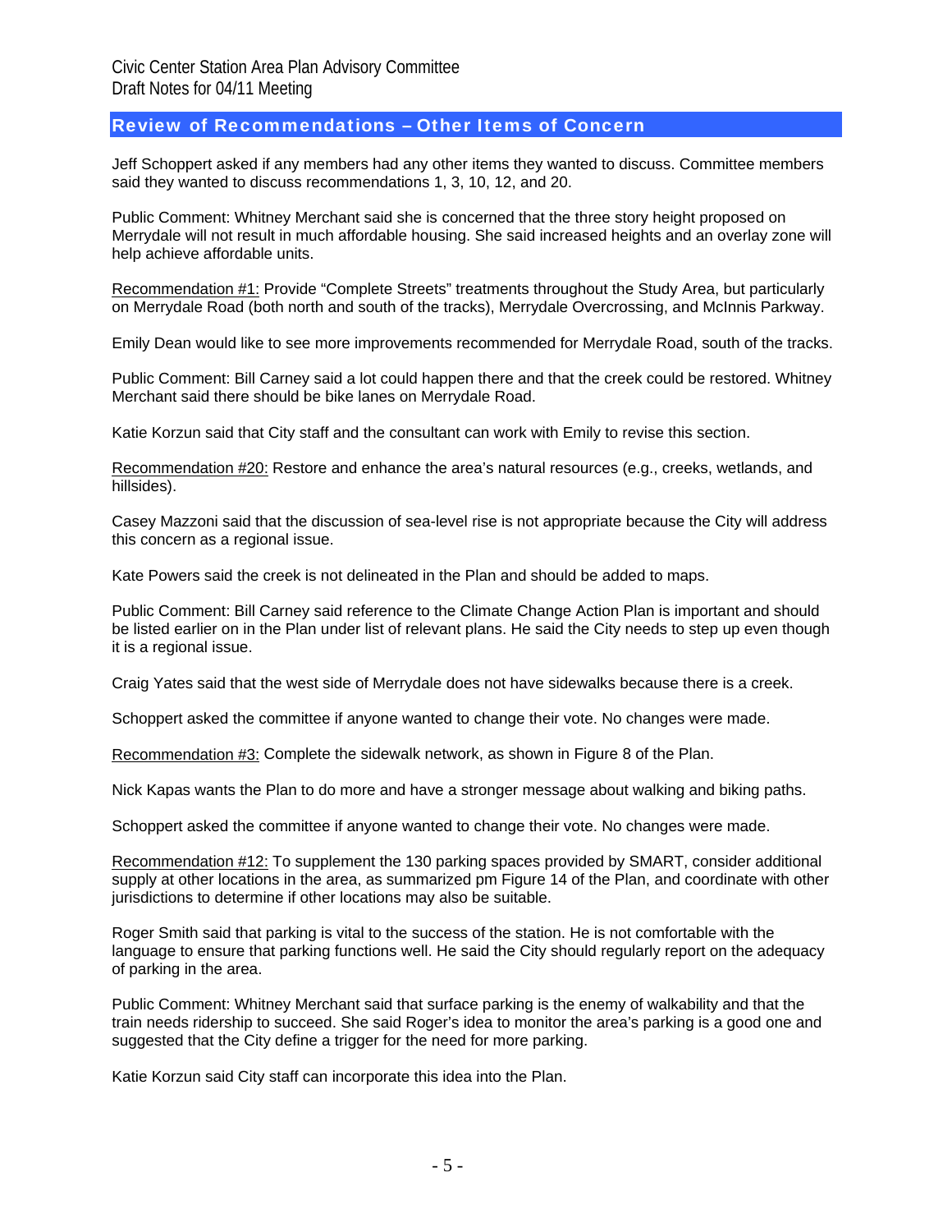## Review of Recommendations – Other Items of Concern

Jeff Schoppert asked if any members had any other items they wanted to discuss. Committee members said they wanted to discuss recommendations 1, 3, 10, 12, and 20.

Public Comment: Whitney Merchant said she is concerned that the three story height proposed on Merrydale will not result in much affordable housing. She said increased heights and an overlay zone will help achieve affordable units.

Recommendation #1: Provide "Complete Streets" treatments throughout the Study Area, but particularly on Merrydale Road (both north and south of the tracks), Merrydale Overcrossing, and McInnis Parkway.

Emily Dean would like to see more improvements recommended for Merrydale Road, south of the tracks.

Public Comment: Bill Carney said a lot could happen there and that the creek could be restored. Whitney Merchant said there should be bike lanes on Merrydale Road.

Katie Korzun said that City staff and the consultant can work with Emily to revise this section.

Recommendation #20: Restore and enhance the area's natural resources (e.g., creeks, wetlands, and hillsides).

Casey Mazzoni said that the discussion of sea-level rise is not appropriate because the City will address this concern as a regional issue.

Kate Powers said the creek is not delineated in the Plan and should be added to maps.

Public Comment: Bill Carney said reference to the Climate Change Action Plan is important and should be listed earlier on in the Plan under list of relevant plans. He said the City needs to step up even though it is a regional issue.

Craig Yates said that the west side of Merrydale does not have sidewalks because there is a creek.

Schoppert asked the committee if anyone wanted to change their vote. No changes were made.

Recommendation #3: Complete the sidewalk network, as shown in Figure 8 of the Plan.

Nick Kapas wants the Plan to do more and have a stronger message about walking and biking paths.

Schoppert asked the committee if anyone wanted to change their vote. No changes were made.

Recommendation #12: To supplement the 130 parking spaces provided by SMART, consider additional supply at other locations in the area, as summarized pm Figure 14 of the Plan, and coordinate with other jurisdictions to determine if other locations may also be suitable.

Roger Smith said that parking is vital to the success of the station. He is not comfortable with the language to ensure that parking functions well. He said the City should regularly report on the adequacy of parking in the area.

Public Comment: Whitney Merchant said that surface parking is the enemy of walkability and that the train needs ridership to succeed. She said Roger's idea to monitor the area's parking is a good one and suggested that the City define a trigger for the need for more parking.

Katie Korzun said City staff can incorporate this idea into the Plan.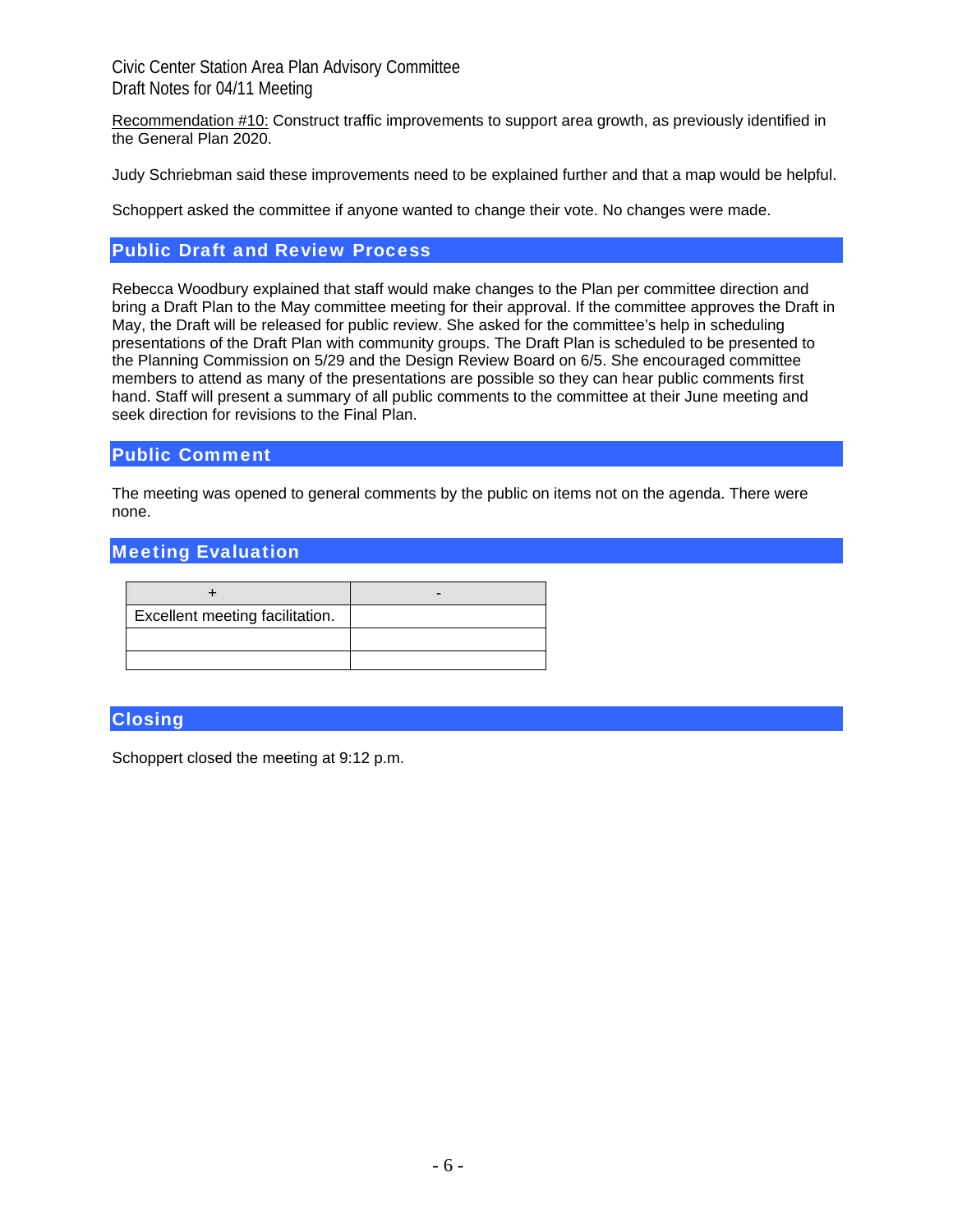Recommendation #10: Construct traffic improvements to support area growth, as previously identified in the General Plan 2020.

Judy Schriebman said these improvements need to be explained further and that a map would be helpful.

Schoppert asked the committee if anyone wanted to change their vote. No changes were made.

## Public Draft and Review Process

Rebecca Woodbury explained that staff would make changes to the Plan per committee direction and bring a Draft Plan to the May committee meeting for their approval. If the committee approves the Draft in May, the Draft will be released for public review. She asked for the committee's help in scheduling presentations of the Draft Plan with community groups. The Draft Plan is scheduled to be presented to the Planning Commission on 5/29 and the Design Review Board on 6/5. She encouraged committee members to attend as many of the presentations are possible so they can hear public comments first hand. Staff will present a summary of all public comments to the committee at their June meeting and seek direction for revisions to the Final Plan.

## Public Comment

The meeting was opened to general comments by the public on items not on the agenda. There were none.

## Meeting Evaluation

| + | - |
|---|---|
| Excellent meeting facilitation. | |
| | |
| | |

## Closing

Schoppert closed the meeting at 9:12 p.m.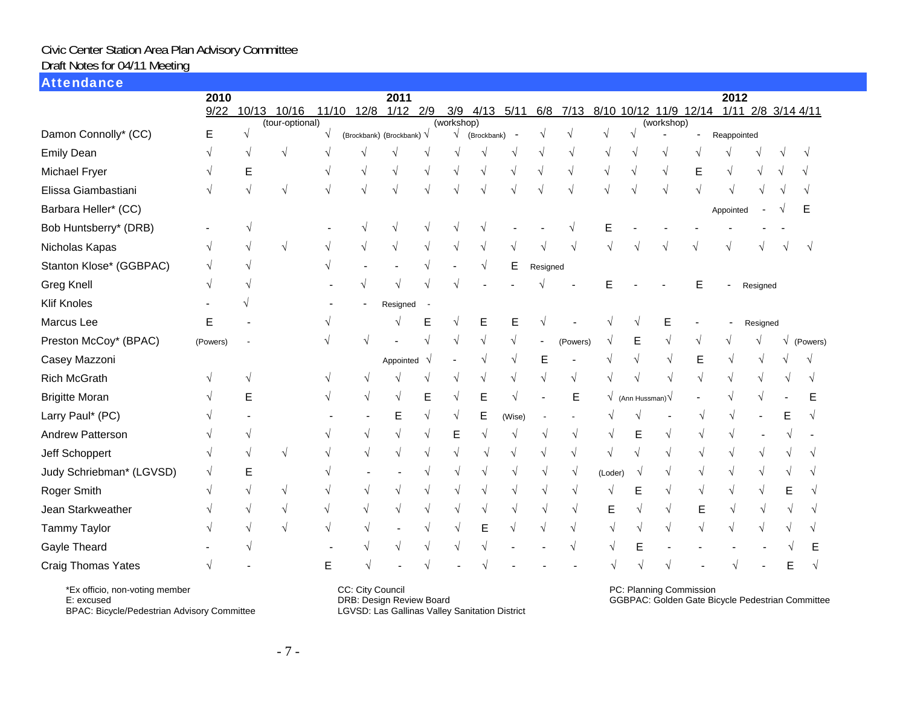Civic Center Station Area Plan Advisory Committee

Draft Notes for 04/11 Meeting

## Attendance

| | 2010 | | | | | 2011 | | | | | | | | | | | 2012 | | | |
|---|---|---|---|---|---|---|---|---|---|---|---|---|---|---|---|---|---|---|---|---|
| | 9/22 | 10/13 | 10/16 | 11/10 | 12/8 | 1/12 | 2/9 | 3/9 | 4/13 | 5/11 | 6/8 | 7/13 | 8/10 | 10/12 | 11/9 | 12/14 | 1/11 | 2/8 | 3/14 | 4/11 |
| | | | (tour-optional) | | | | | (workshop) | | | | | | | (workshop) | | | | | |
| Damon Connolly* (CC) | E | √ | | √ | (Brockbank) | (Brockbank) | √ | √ | (Brockbank) | - | √ | √ | √ | √ | - | - | Reappointed | | | |
| Emily Dean | √ | √ | √ | √ | √ | √ | √ | √ | √ | √ | √ | √ | √ | √ | √ | √ | √ | √ | √ | √ |
| Michael Fryer | √ | E | | √ | √ | √ | √ | √ | √ | √ | √ | √ | √ | √ | √ | E | √ | √ | √ | √ |
| Elissa Giambastiani | √ | √ | √ | √ | √ | √ | √ | √ | √ | √ | √ | √ | √ | √ | √ | √ | √ | √ | √ | √ |
| Barbara Heller* (CC) | | | | | | | | | | | | | | | | | Appointed | - | √ | E |
| Bob Huntsberry* (DRB) | - | √ | | - | √ | √ | √ | √ | √ | - | - | √ | E | - | - | - | - | - | - | |
| Nicholas Kapas | √ | √ | √ | √ | √ | √ | √ | √ | √ | √ | √ | √ | √ | √ | √ | √ | √ | √ | √ | √ |
| Stanton Klose* (GGBPAC) | √ | √ | | √ | - | - | √ | - | √ | E | Resigned | | | | | | | | | |
| Greg Knell | √ | √ | | - | √ | √ | √ | √ | - | - | √ | - | E | - | - | E | - | Resigned | | |
| Klif Knoles | - | √ | | - | - | Resigned | - | | | | | | | | | | | | | |
| Marcus Lee | E | - | | √ | | √ | E | √ | E | E | √ | - | √ | √ | E | - | - | Resigned | | |
| Preston McCoy* (BPAC) | (Powers) | - | | √ | √ | - | √ | √ | √ | √ | - | (Powers) | √ | E | √ | √ | √ | √ | √ | (Powers) |
| Casey Mazzoni | | | | | | Appointed | √ | - | √ | √ | E | - | √ | √ | √ | E | √ | √ | √ | √ |
| Rich McGrath | √ | √ | | √ | √ | √ | √ | √ | √ | √ | √ | √ | √ | √ | √ | √ | √ | √ | √ | √ |
| Brigitte Moran | √ | E | | √ | √ | √ | E | √ | E | √ | - | E | √ | (Ann Hussman) | √ | - | √ | √ | - | E |
| Larry Paul* (PC) | √ | - | | - | - | E | √ | √ | E | (Wise) | - | - | √ | √ | - | √ | √ | - | E | √ |
| Andrew Patterson | √ | √ | | √ | √ | √ | √ | E | √ | √ | √ | √ | √ | E | √ | √ | √ | - | √ | - |
| Jeff Schoppert | √ | √ | √ | √ | √ | √ | √ | √ | √ | √ | √ | √ | √ | √ | √ | √ | √ | √ | √ | √ |
| Judy Schriebman* (LGVSD) | √ | E | | √ | - | - | √ | √ | √ | √ | √ | √ | (Loder) | √ | √ | √ | √ | √ | √ | √ |
| Roger Smith | √ | √ | √ | √ | √ | √ | √ | √ | √ | √ | √ | √ | √ | E | √ | √ | √ | √ | E | √ |
| Jean Starkweather | √ | √ | √ | √ | √ | √ | √ | √ | √ | √ | √ | √ | E | √ | √ | E | √ | √ | √ | √ |
| Tammy Taylor | √ | √ | √ | √ | √ | - | √ | √ | E | √ | √ | √ | √ | √ | √ | √ | √ | √ | √ | √ |
| Gayle Theard | - | √ | | - | √ | √ | √ | √ | √ | - | - | √ | √ | E | - | - | - | - | √ | E |
| Craig Thomas Yates | √ | - | | E | √ | - | √ | - | √ | - | - | - | √ | √ | √ | - | √ | - | E | √ |

*Ex officio, non-voting member
E: excused
BPAC: Bicycle/Pedestrian Advisory Committee

CC: City Council
DRB: Design Review Board
LGVSD: Las Gallinas Valley Sanitation District

PC: Planning Commission
GGBPAC: Golden Gate Bicycle Pedestrian Committee